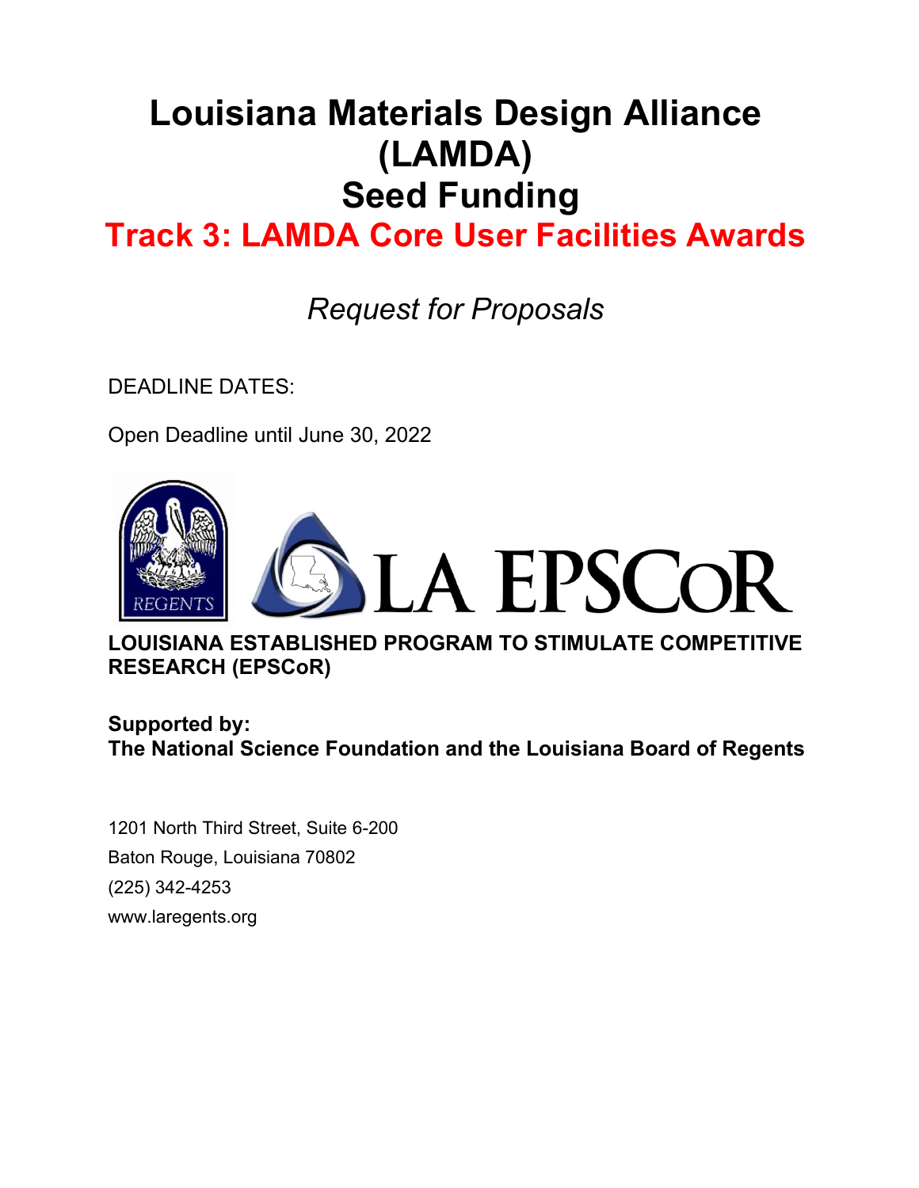# Louisiana Materials Design Alliance (LAMDA) Seed Funding

## Track 3: LAMDA Core User Facilities Awards

*Request for Proposals*

DEADLINE DATES:

Open Deadline until June 30, 2022

**LOUISIANA ESTABLISHED PROGRAM TO STIMULATE COMPETITIVE RESEARCH (EPSCoR)**

**Supported by:**
**The National Science Foundation and the Louisiana Board of Regents**

1201 North Third Street, Suite 6-200
Baton Rouge, Louisiana 70802
(225) 342-4253
www.laregents.org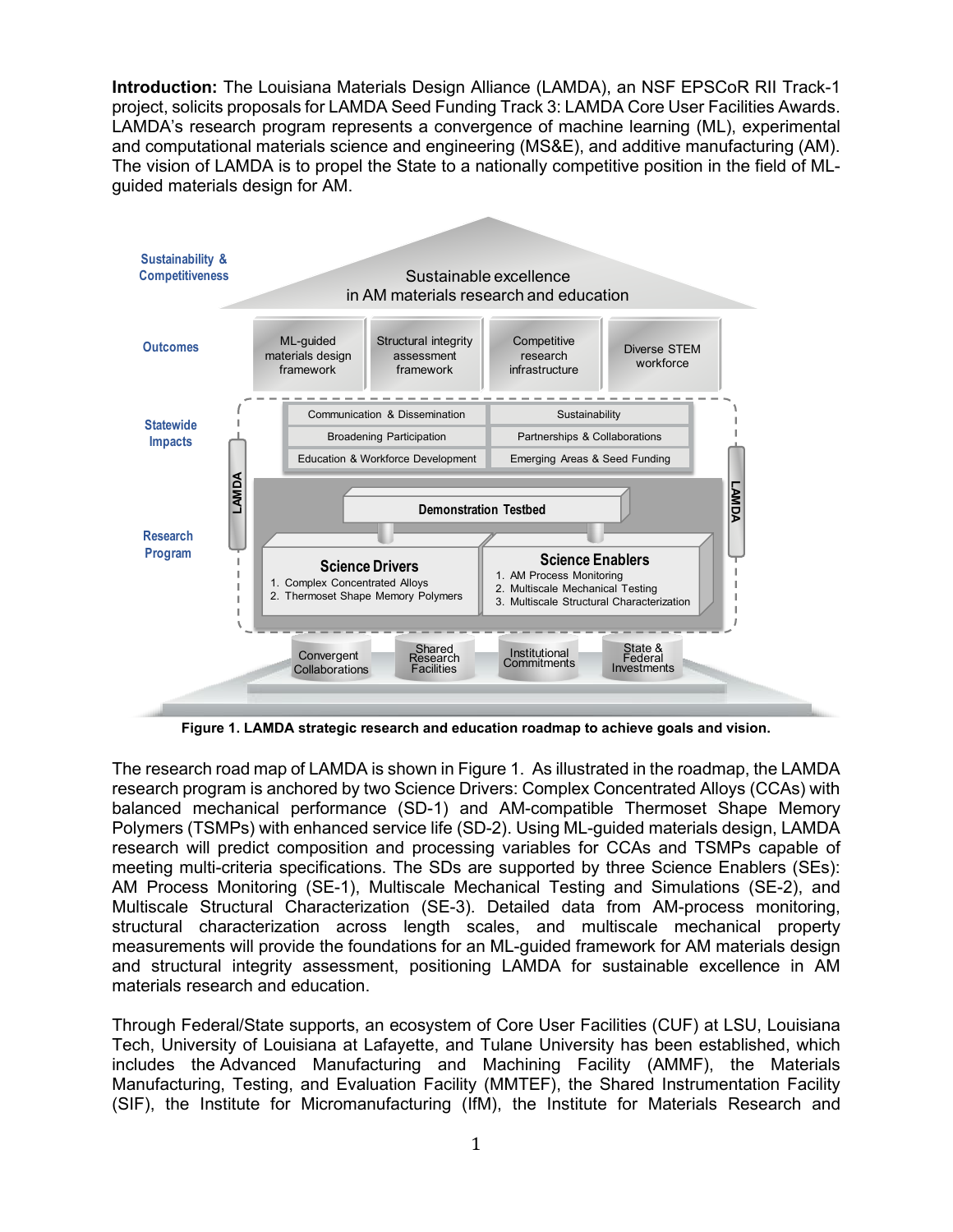**Introduction:** The Louisiana Materials Design Alliance (LAMDA), an NSF EPSCoR RII Track-1 project, solicits proposals for LAMDA Seed Funding Track 3: LAMDA Core User Facilities Awards. LAMDA's research program represents a convergence of machine learning (ML), experimental and computational materials science and engineering (MS&E), and additive manufacturing (AM). The vision of LAMDA is to propel the State to a nationally competitive position in the field of ML-guided materials design for AM.

**Figure 1. LAMDA strategic research and education roadmap to achieve goals and vision.**

The research road map of LAMDA is shown in Figure 1. As illustrated in the roadmap, the LAMDA research program is anchored by two Science Drivers: Complex Concentrated Alloys (CCAs) with balanced mechanical performance (SD-1) and AM-compatible Thermoset Shape Memory Polymers (TSMPs) with enhanced service life (SD-2). Using ML-guided materials design, LAMDA research will predict composition and processing variables for CCAs and TSMPs capable of meeting multi-criteria specifications. The SDs are supported by three Science Enablers (SEs): AM Process Monitoring (SE-1), Multiscale Mechanical Testing and Simulations (SE-2), and Multiscale Structural Characterization (SE-3). Detailed data from AM-process monitoring, structural characterization across length scales, and multiscale mechanical property measurements will provide the foundations for an ML-guided framework for AM materials design and structural integrity assessment, positioning LAMDA for sustainable excellence in AM materials research and education.

Through Federal/State supports, an ecosystem of Core User Facilities (CUF) at LSU, Louisiana Tech, University of Louisiana at Lafayette, and Tulane University has been established, which includes the Advanced Manufacturing and Machining Facility (AMMF), the Materials Manufacturing, Testing, and Evaluation Facility (MMTEF), the Shared Instrumentation Facility (SIF), the Institute for Micromanufacturing (IfM), the Institute for Materials Research and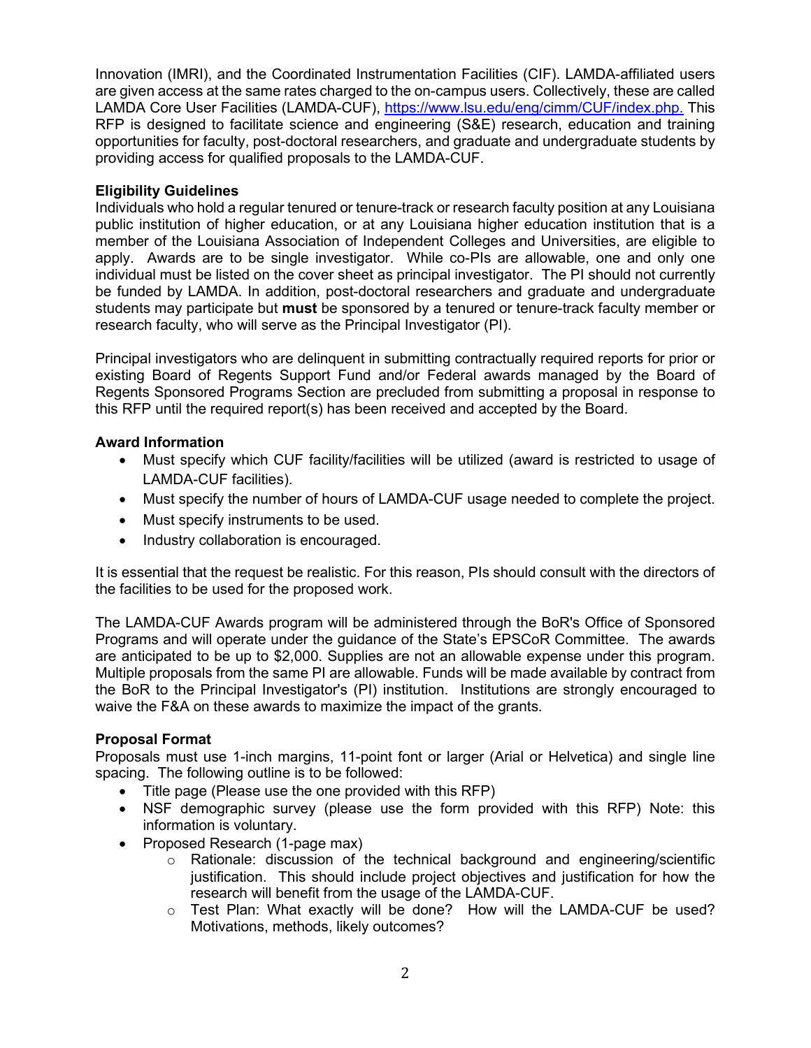Innovation (IMRI), and the Coordinated Instrumentation Facilities (CIF). LAMDA-affiliated users are given access at the same rates charged to the on-campus users. Collectively, these are called LAMDA Core User Facilities (LAMDA-CUF), https://www.lsu.edu/eng/cimm/CUF/index.php. This RFP is designed to facilitate science and engineering (S&E) research, education and training opportunities for faculty, post-doctoral researchers, and graduate and undergraduate students by providing access for qualified proposals to the LAMDA-CUF.

**Eligibility Guidelines**

Individuals who hold a regular tenured or tenure-track or research faculty position at any Louisiana public institution of higher education, or at any Louisiana higher education institution that is a member of the Louisiana Association of Independent Colleges and Universities, are eligible to apply. Awards are to be single investigator. While co-PIs are allowable, one and only one individual must be listed on the cover sheet as principal investigator. The PI should not currently be funded by LAMDA. In addition, post-doctoral researchers and graduate and undergraduate students may participate but **must** be sponsored by a tenured or tenure-track faculty member or research faculty, who will serve as the Principal Investigator (PI).

Principal investigators who are delinquent in submitting contractually required reports for prior or existing Board of Regents Support Fund and/or Federal awards managed by the Board of Regents Sponsored Programs Section are precluded from submitting a proposal in response to this RFP until the required report(s) has been received and accepted by the Board.

**Award Information**

- Must specify which CUF facility/facilities will be utilized (award is restricted to usage of LAMDA-CUF facilities).
- Must specify the number of hours of LAMDA-CUF usage needed to complete the project.
- Must specify instruments to be used.
- Industry collaboration is encouraged.

It is essential that the request be realistic. For this reason, PIs should consult with the directors of the facilities to be used for the proposed work.

The LAMDA-CUF Awards program will be administered through the BoR's Office of Sponsored Programs and will operate under the guidance of the State's EPSCoR Committee. The awards are anticipated to be up to $2,000. Supplies are not an allowable expense under this program. Multiple proposals from the same PI are allowable. Funds will be made available by contract from the BoR to the Principal Investigator's (PI) institution. Institutions are strongly encouraged to waive the F&A on these awards to maximize the impact of the grants.

**Proposal Format**

Proposals must use 1-inch margins, 11-point font or larger (Arial or Helvetica) and single line spacing. The following outline is to be followed:

- Title page (Please use the one provided with this RFP)
- NSF demographic survey (please use the form provided with this RFP) Note: this information is voluntary.
- Proposed Research (1-page max)
  - Rationale: discussion of the technical background and engineering/scientific justification. This should include project objectives and justification for how the research will benefit from the usage of the LAMDA-CUF.
  - Test Plan: What exactly will be done? How will the LAMDA-CUF be used? Motivations, methods, likely outcomes?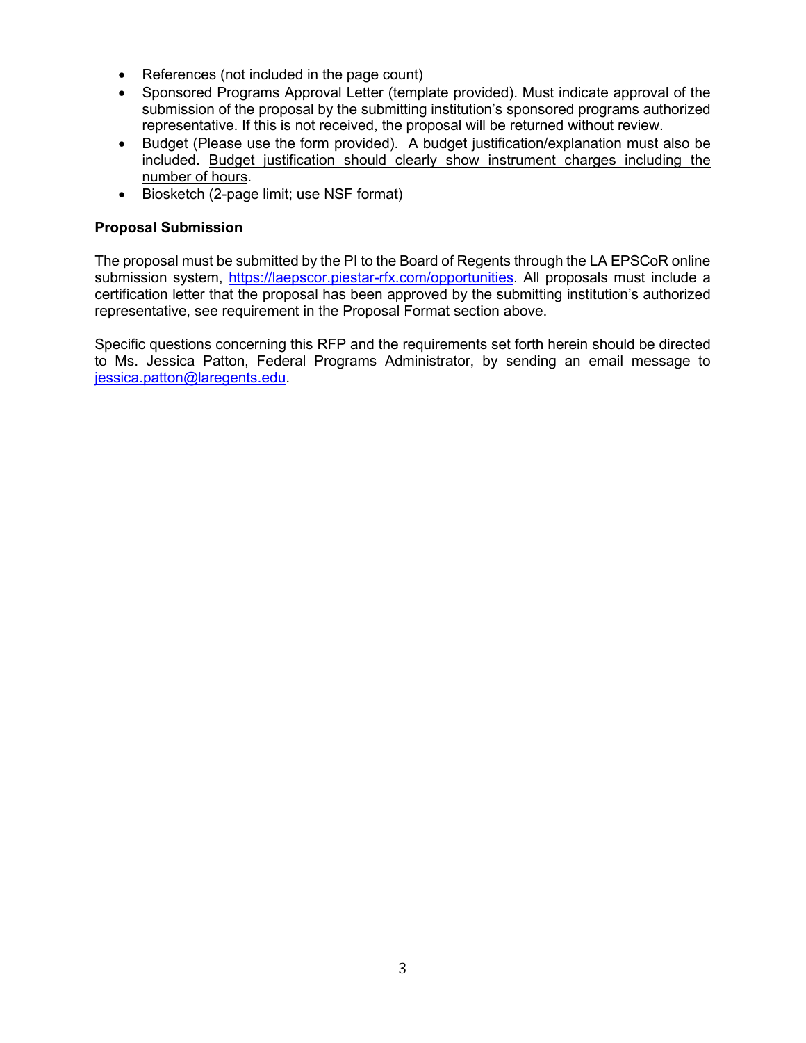- References (not included in the page count)
- Sponsored Programs Approval Letter (template provided). Must indicate approval of the submission of the proposal by the submitting institution's sponsored programs authorized representative. If this is not received, the proposal will be returned without review.
- Budget (Please use the form provided). A budget justification/explanation must also be included. <u>Budget justification should clearly show instrument charges including the number of hours</u>.
- Biosketch (2-page limit; use NSF format)

**Proposal Submission**

The proposal must be submitted by the PI to the Board of Regents through the LA EPSCoR online submission system, https://laepscor.piestar-rfx.com/opportunities. All proposals must include a certification letter that the proposal has been approved by the submitting institution's authorized representative, see requirement in the Proposal Format section above.

Specific questions concerning this RFP and the requirements set forth herein should be directed to Ms. Jessica Patton, Federal Programs Administrator, by sending an email message to jessica.patton@laregents.edu.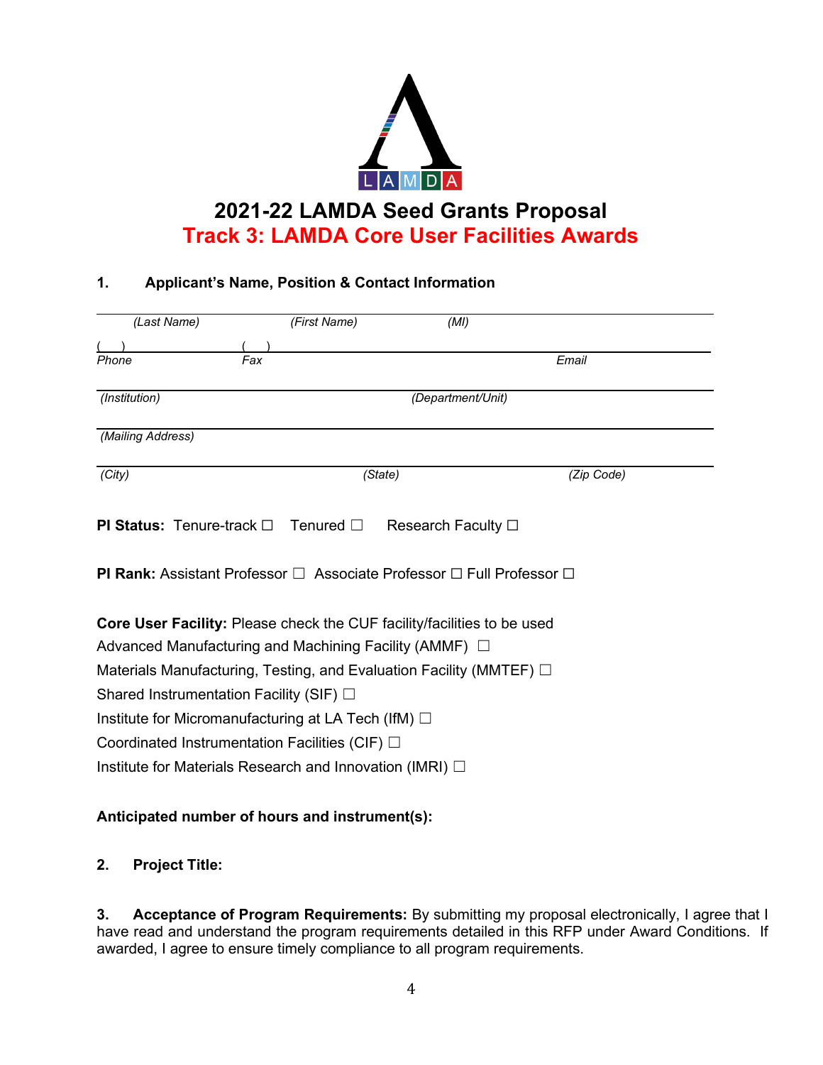# 2021-22 LAMDA Seed Grants Proposal

## Track 3: LAMDA Core User Facilities Awards

### 1. Applicant's Name, Position & Contact Information

*(Last Name)* *(First Name)* *(MI)*

( ) ( )
*Phone* *Fax* *Email*

*(Institution)* *(Department/Unit)*

*(Mailing Address)*

*(City)* *(State)* *(Zip Code)*

**PI Status:** Tenure-track ☐ Tenured ☐ Research Faculty ☐

**PI Rank:** Assistant Professor ☐ Associate Professor ☐ Full Professor ☐

**Core User Facility:** Please check the CUF facility/facilities to be used

Advanced Manufacturing and Machining Facility (AMMF) ☐

Materials Manufacturing, Testing, and Evaluation Facility (MMTEF) ☐

Shared Instrumentation Facility (SIF) ☐

Institute for Micromanufacturing at LA Tech (IfM) ☐

Coordinated Instrumentation Facilities (CIF) ☐

Institute for Materials Research and Innovation (IMRI) ☐

**Anticipated number of hours and instrument(s):**

### 2. Project Title:

**3. Acceptance of Program Requirements:** By submitting my proposal electronically, I agree that I have read and understand the program requirements detailed in this RFP under Award Conditions. If awarded, I agree to ensure timely compliance to all program requirements.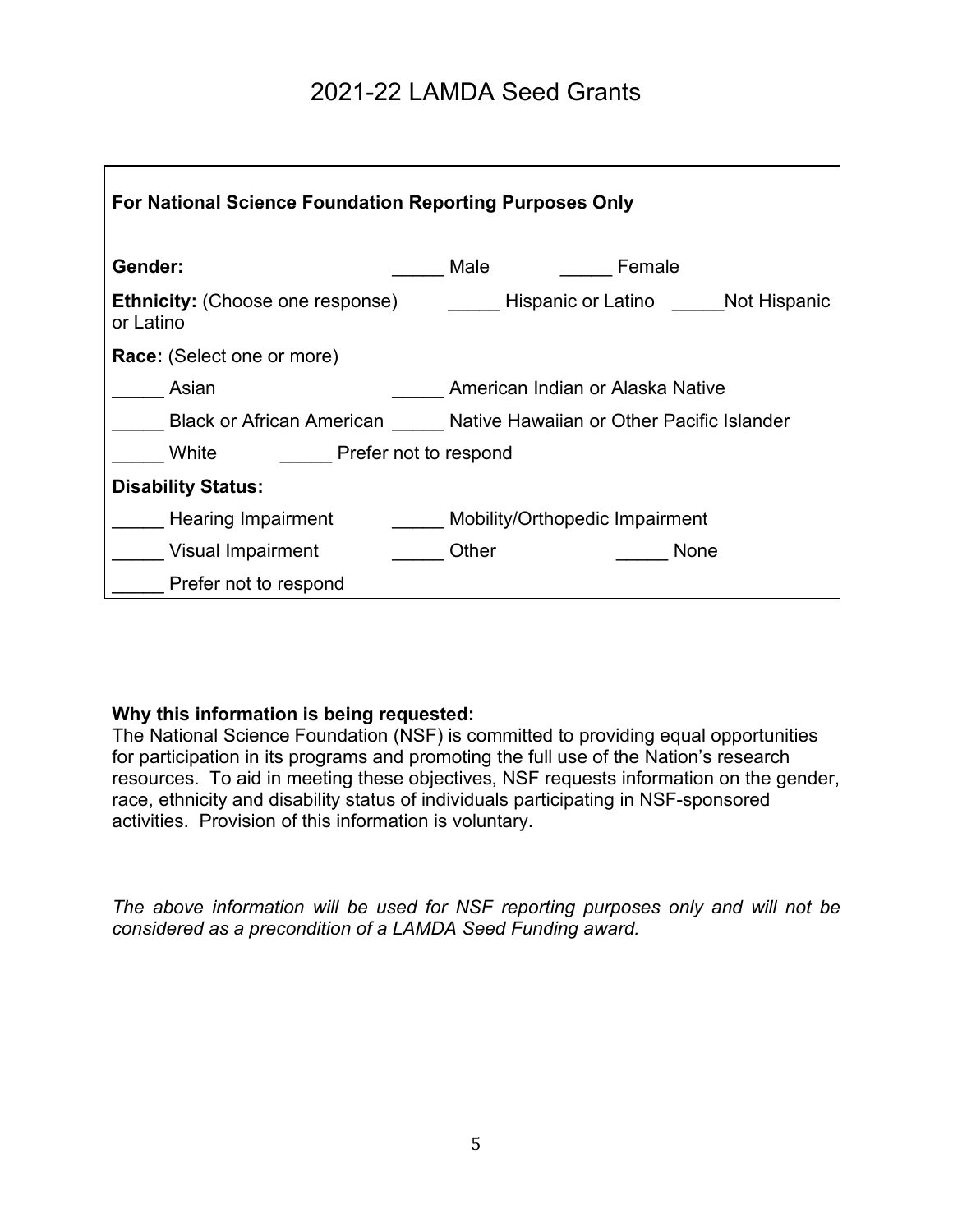# 2021-22 LAMDA Seed Grants

**For National Science Foundation Reporting Purposes Only**

**Gender:** _____ Male _____ Female

**Ethnicity:** (Choose one response) _____ Hispanic or Latino _____Not Hispanic or Latino

**Race:** (Select one or more)

_____ Asian _____ American Indian or Alaska Native

_____ Black or African American _____ Native Hawaiian or Other Pacific Islander

_____ White _____ Prefer not to respond

**Disability Status:**

_____ Hearing Impairment _____ Mobility/Orthopedic Impairment

_____ Visual Impairment _____ Other _____ None

_____ Prefer not to respond

**Why this information is being requested:**
The National Science Foundation (NSF) is committed to providing equal opportunities for participation in its programs and promoting the full use of the Nation's research resources. To aid in meeting these objectives, NSF requests information on the gender, race, ethnicity and disability status of individuals participating in NSF-sponsored activities. Provision of this information is voluntary.

*The above information will be used for NSF reporting purposes only and will not be considered as a precondition of a LAMDA Seed Funding award.*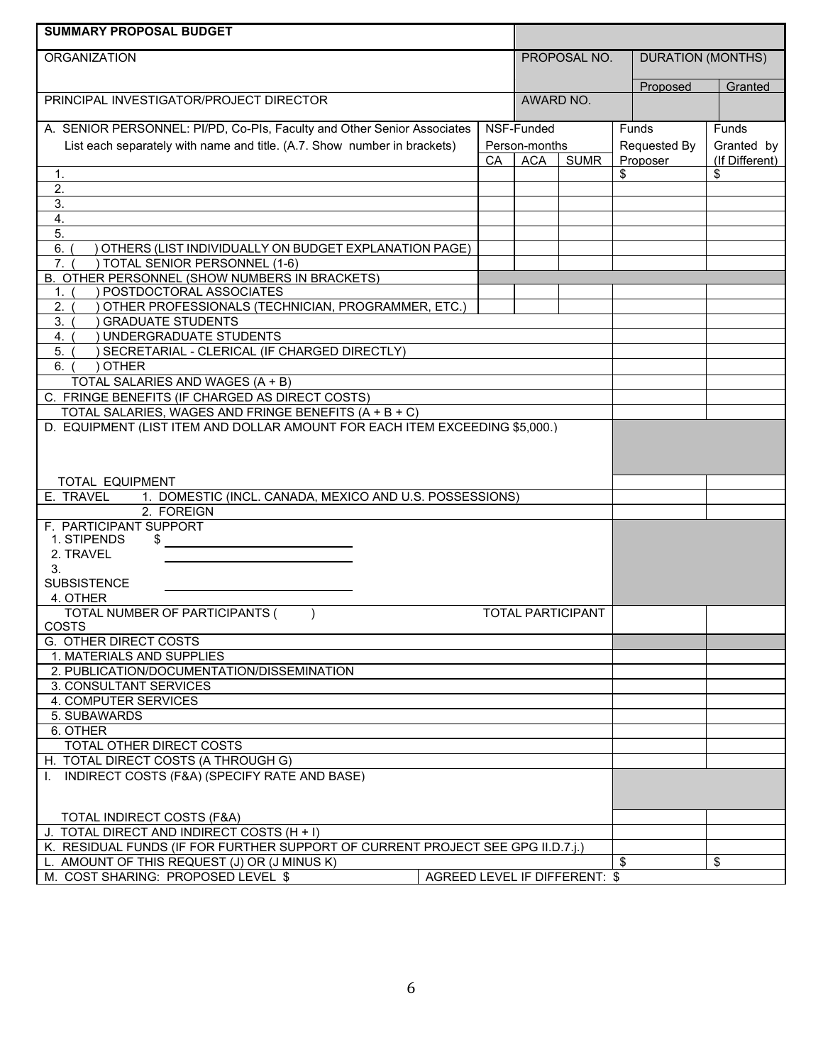| **SUMMARY PROPOSAL BUDGET** | | | | | |
|---|---|---|---|---|---|
| ORGANIZATION | | PROPOSAL NO. | | DURATION (MONTHS) | |
| | | | | Proposed | Granted |
| PRINCIPAL INVESTIGATOR/PROJECT DIRECTOR | | AWARD NO. | | | |

| A. SENIOR PERSONNEL: PI/PD, Co-PIs, Faculty and Other Senior Associates<br>List each separately with name and title. (A.7. Show number in brackets) | NSF-Funded Person-months | | | Funds Requested By Proposer | Funds Granted by (If Different) |
|---|---|---|---|---|---|
| | CA | ACA | SUMR | | |
| 1. | | | | $ | $ |
| 2. | | | | | |
| 3. | | | | | |
| 4. | | | | | |
| 5. | | | | | |
| 6. ( ) OTHERS (LIST INDIVIDUALLY ON BUDGET EXPLANATION PAGE) | | | | | |
| 7. ( ) TOTAL SENIOR PERSONNEL (1-6) | | | | | |
| B. OTHER PERSONNEL (SHOW NUMBERS IN BRACKETS) | | | | | |
| 1. ( ) POSTDOCTORAL ASSOCIATES | | | | | |
| 2. ( ) OTHER PROFESSIONALS (TECHNICIAN, PROGRAMMER, ETC.) | | | | | |
| 3. ( ) GRADUATE STUDENTS | | | | | |
| 4. ( ) UNDERGRADUATE STUDENTS | | | | | |
| 5. ( ) SECRETARIAL - CLERICAL (IF CHARGED DIRECTLY) | | | | | |
| 6. ( ) OTHER | | | | | |
| TOTAL SALARIES AND WAGES (A + B) | | | | | |
| C. FRINGE BENEFITS (IF CHARGED AS DIRECT COSTS) | | | | | |
| TOTAL SALARIES, WAGES AND FRINGE BENEFITS (A + B + C) | | | | | |
| D. EQUIPMENT (LIST ITEM AND DOLLAR AMOUNT FOR EACH ITEM EXCEEDING $5,000.) | | | | | |
| TOTAL EQUIPMENT | | | | | |
| E. TRAVEL 1. DOMESTIC (INCL. CANADA, MEXICO AND U.S. POSSESSIONS) | | | | | |
| 2. FOREIGN | | | | | |
| F. PARTICIPANT SUPPORT<br>1. STIPENDS $ ________<br>2. TRAVEL ________<br>3. SUBSISTENCE ________<br>4. OTHER | | | | | |
| TOTAL NUMBER OF PARTICIPANTS ( ) TOTAL PARTICIPANT COSTS | | | | | |
| G. OTHER DIRECT COSTS | | | | | |
| 1. MATERIALS AND SUPPLIES | | | | | |
| 2. PUBLICATION/DOCUMENTATION/DISSEMINATION | | | | | |
| 3. CONSULTANT SERVICES | | | | | |
| 4. COMPUTER SERVICES | | | | | |
| 5. SUBAWARDS | | | | | |
| 6. OTHER | | | | | |
| TOTAL OTHER DIRECT COSTS | | | | | |
| H. TOTAL DIRECT COSTS (A THROUGH G) | | | | | |
| I. INDIRECT COSTS (F&A) (SPECIFY RATE AND BASE) | | | | | |
| TOTAL INDIRECT COSTS (F&A) | | | | | |
| J. TOTAL DIRECT AND INDIRECT COSTS (H + I) | | | | | |
| K. RESIDUAL FUNDS (IF FOR FURTHER SUPPORT OF CURRENT PROJECT SEE GPG II.D.7.j.) | | | | | |
| L. AMOUNT OF THIS REQUEST (J) OR (J MINUS K) | | | | $ | $ |
| M. COST SHARING: PROPOSED LEVEL $ | AGREED LEVEL IF DIFFERENT: $ | | | | |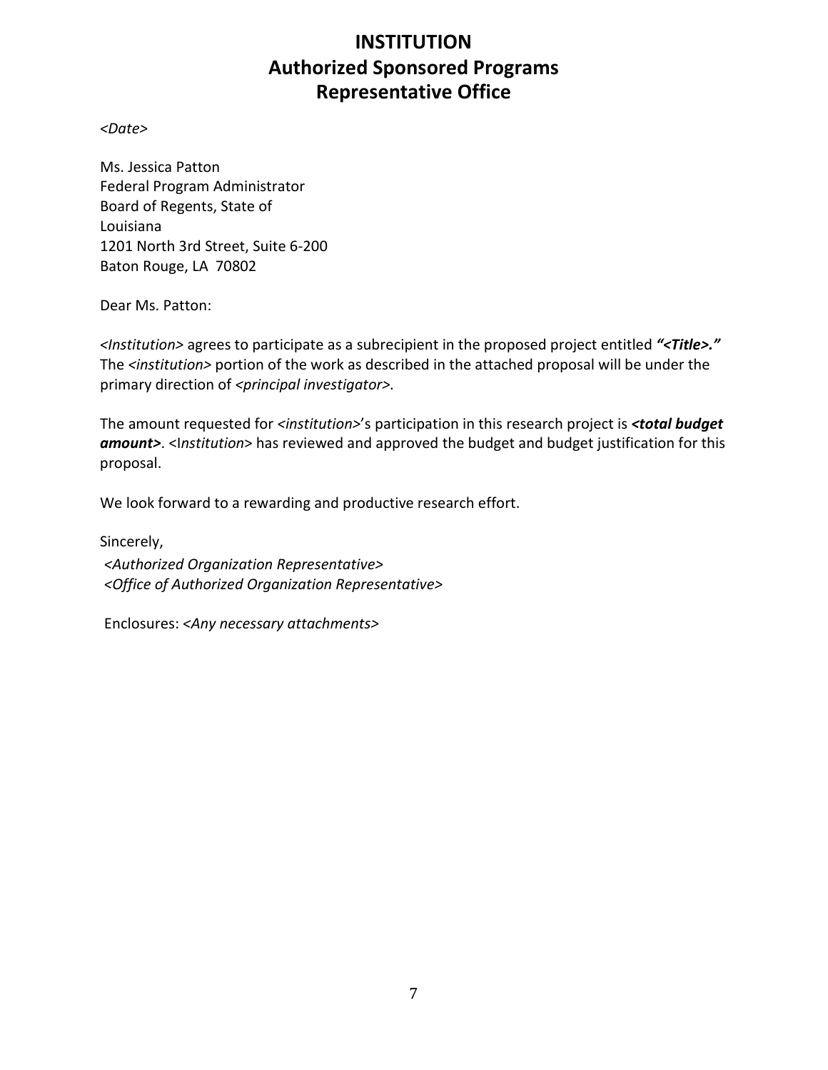# INSTITUTION
# Authorized Sponsored Programs
# Representative Office

*<Date>*

Ms. Jessica Patton
Federal Program Administrator
Board of Regents, State of
Louisiana
1201 North 3rd Street, Suite 6-200
Baton Rouge, LA 70802

Dear Ms. Patton:

*<Institution>* agrees to participate as a subrecipient in the proposed project entitled ***"<Title>."*** The *<institution>* portion of the work as described in the attached proposal will be under the primary direction of *<principal investigator>.*

The amount requested for *<institution>*'s participation in this research project is ***<total budget amount>***. <I*nstitution*> has reviewed and approved the budget and budget justification for this proposal.

We look forward to a rewarding and productive research effort.

Sincerely,
*<Authorized Organization Representative>*
*<Office of Authorized Organization Representative>*

Enclosures: *<Any necessary attachments>*